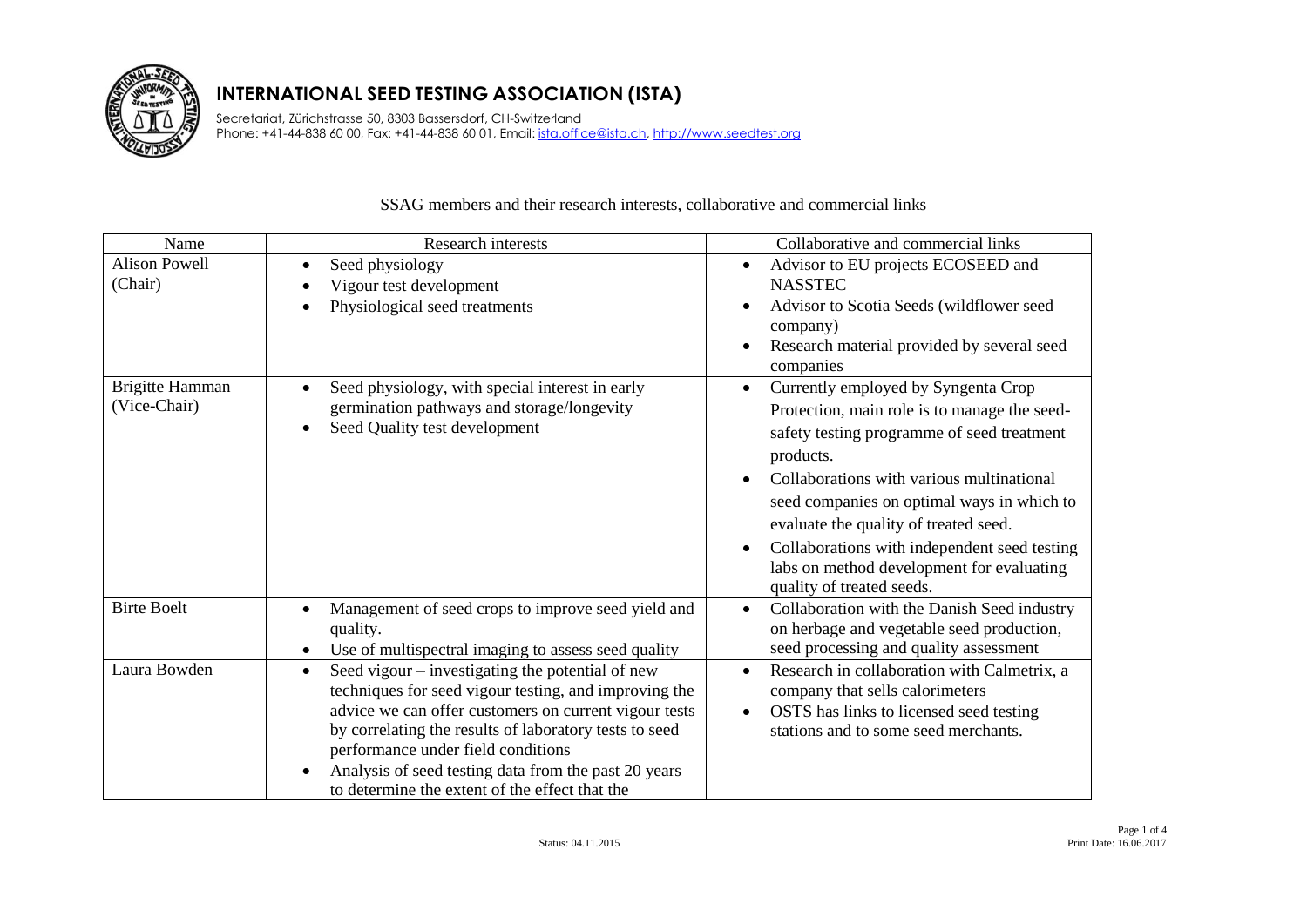# INTERNATIONAL SEED TESTING ASSOCIATION (ISTA)

Secretariat, Zürichstrasse 50, 8303 Bassersdorf, CH-Switzerland
Phone: +41-44-838 60 00, Fax: +41-44-838 60 01, Email: ista.office@ista.ch, http://www.seedtest.org

SSAG members and their research interests, collaborative and commercial links

| Name | Research interests | Collaborative and commercial links |
|---|---|---|
| Alison Powell (Chair) | • Seed physiology<br>• Vigour test development<br>• Physiological seed treatments | • Advisor to EU projects ECOSEED and NASSTEC<br>• Advisor to Scotia Seeds (wildflower seed company)<br>• Research material provided by several seed companies |
| Brigitte Hamman (Vice-Chair) | • Seed physiology, with special interest in early germination pathways and storage/longevity<br>• Seed Quality test development | • Currently employed by Syngenta Crop Protection, main role is to manage the seed-safety testing programme of seed treatment products.<br>• Collaborations with various multinational seed companies on optimal ways in which to evaluate the quality of treated seed.<br>• Collaborations with independent seed testing labs on method development for evaluating quality of treated seeds. |
| Birte Boelt | • Management of seed crops to improve seed yield and quality.<br>• Use of multispectral imaging to assess seed quality | • Collaboration with the Danish Seed industry on herbage and vegetable seed production, seed processing and quality assessment |
| Laura Bowden | • Seed vigour – investigating the potential of new techniques for seed vigour testing, and improving the advice we can offer customers on current vigour tests by correlating the results of laboratory tests to seed performance under field conditions<br>• Analysis of seed testing data from the past 20 years to determine the extent of the effect that the | • Research in collaboration with Calmetrix, a company that sells calorimeters<br>• OSTS has links to licensed seed testing stations and to some seed merchants. |

Status: 04.11.2015

Print Date: 16.06.2017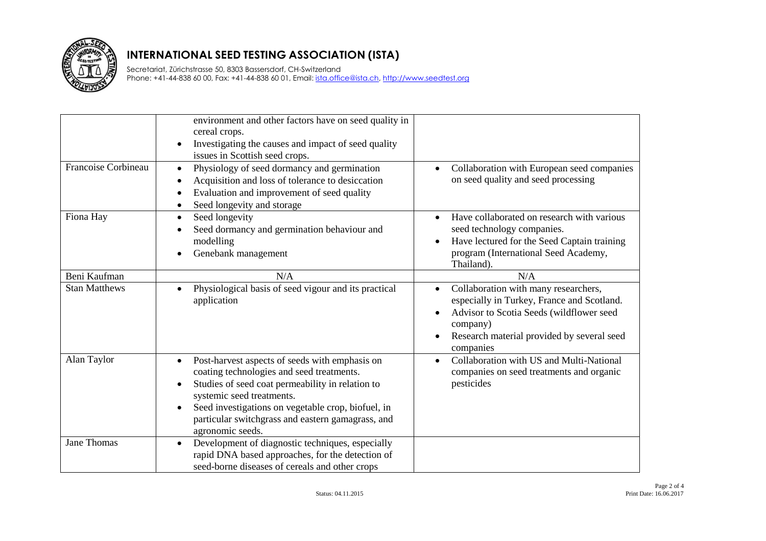| | | |
|---|---|---|
| | environment and other factors have on seed quality in cereal crops.<br>• Investigating the causes and impact of seed quality issues in Scottish seed crops. | |
| Francoise Corbineau | • Physiology of seed dormancy and germination<br>• Acquisition and loss of tolerance to desiccation<br>• Evaluation and improvement of seed quality<br>• Seed longevity and storage | • Collaboration with European seed companies on seed quality and seed processing |
| Fiona Hay | • Seed longevity<br>• Seed dormancy and germination behaviour and modelling<br>• Genebank management | • Have collaborated on research with various seed technology companies.<br>• Have lectured for the Seed Captain training program (International Seed Academy, Thailand). |
| Beni Kaufman | N/A | N/A |
| Stan Matthews | • Physiological basis of seed vigour and its practical application | • Collaboration with many researchers, especially in Turkey, France and Scotland.<br>• Advisor to Scotia Seeds (wildflower seed company)<br>• Research material provided by several seed companies |
| Alan Taylor | • Post-harvest aspects of seeds with emphasis on coating technologies and seed treatments.<br>• Studies of seed coat permeability in relation to systemic seed treatments.<br>• Seed investigations on vegetable crop, biofuel, in particular switchgrass and eastern gamagrass, and agronomic seeds. | • Collaboration with US and Multi-National companies on seed treatments and organic pesticides |
| Jane Thomas | • Development of diagnostic techniques, especially rapid DNA based approaches, for the detection of seed-borne diseases of cereals and other crops | |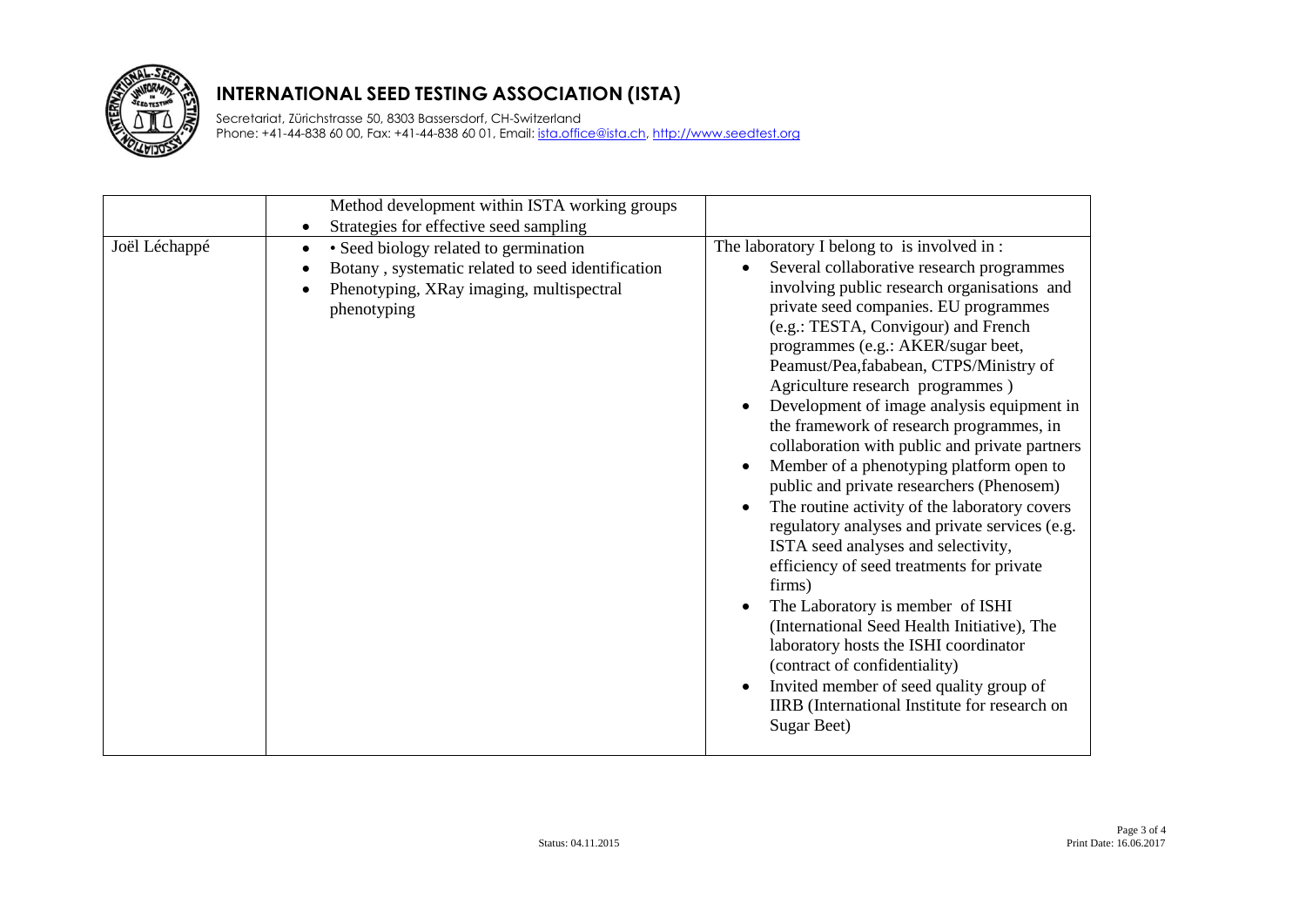# INTERNATIONAL SEED TESTING ASSOCIATION (ISTA)

Secretariat, Zürichstrasse 50, 8303 Bassersdorf, CH-Switzerland
Phone: +41-44-838 60 00, Fax: +41-44-838 60 01, Email: ista.office@ista.ch, http://www.seedtest.org

| | | |
|---|---|---|
| | Method development within ISTA working groups<br>• Strategies for effective seed sampling | |
| Joël Léchappé | • • Seed biology related to germination<br>• Botany , systematic related to seed identification<br>• Phenotyping, XRay imaging, multispectral phenotyping | The laboratory I belong to is involved in :<br>• Several collaborative research programmes involving public research organisations and private seed companies. EU programmes (e.g.: TESTA, Convigour) and French programmes (e.g.: AKER/sugar beet, Peamust/Pea,fababean, CTPS/Ministry of Agriculture research programmes )<br>• Development of image analysis equipment in the framework of research programmes, in collaboration with public and private partners<br>• Member of a phenotyping platform open to public and private researchers (Phenosem)<br>• The routine activity of the laboratory covers regulatory analyses and private services (e.g. ISTA seed analyses and selectivity, efficiency of seed treatments for private firms)<br>• The Laboratory is member of ISHI (International Seed Health Initiative), The laboratory hosts the ISHI coordinator (contract of confidentiality)<br>• Invited member of seed quality group of IIRB (International Institute for research on Sugar Beet) |

Status: 04.11.2015

Print Date: 16.06.2017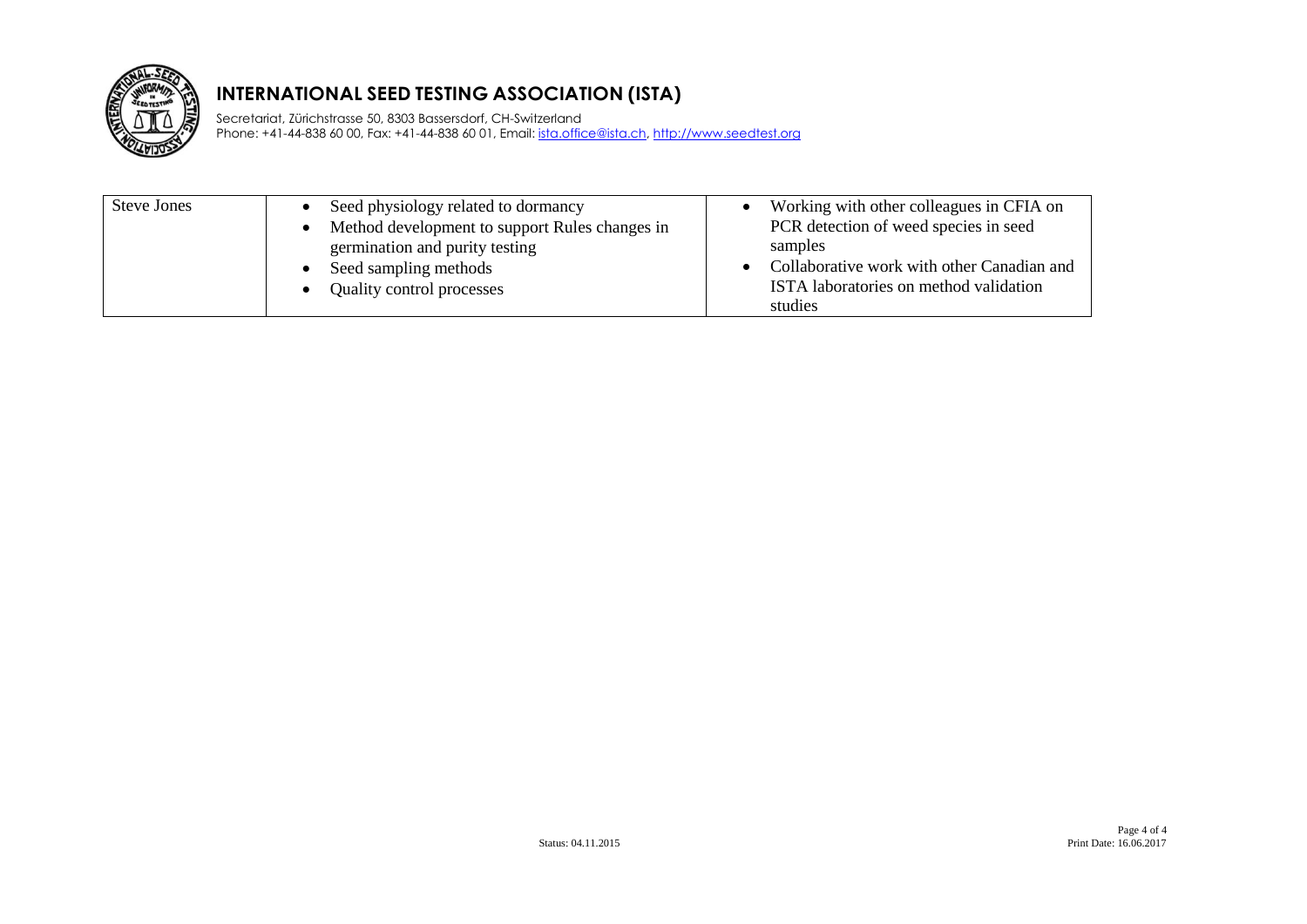| | | |
|---|---|---|
| Steve Jones | • Seed physiology related to dormancy<br>• Method development to support Rules changes in germination and purity testing<br>• Seed sampling methods<br>• Quality control processes | • Working with other colleagues in CFIA on PCR detection of weed species in seed samples<br>• Collaborative work with other Canadian and ISTA laboratories on method validation studies |

Status: 04.11.2015

Print Date: 16.06.2017